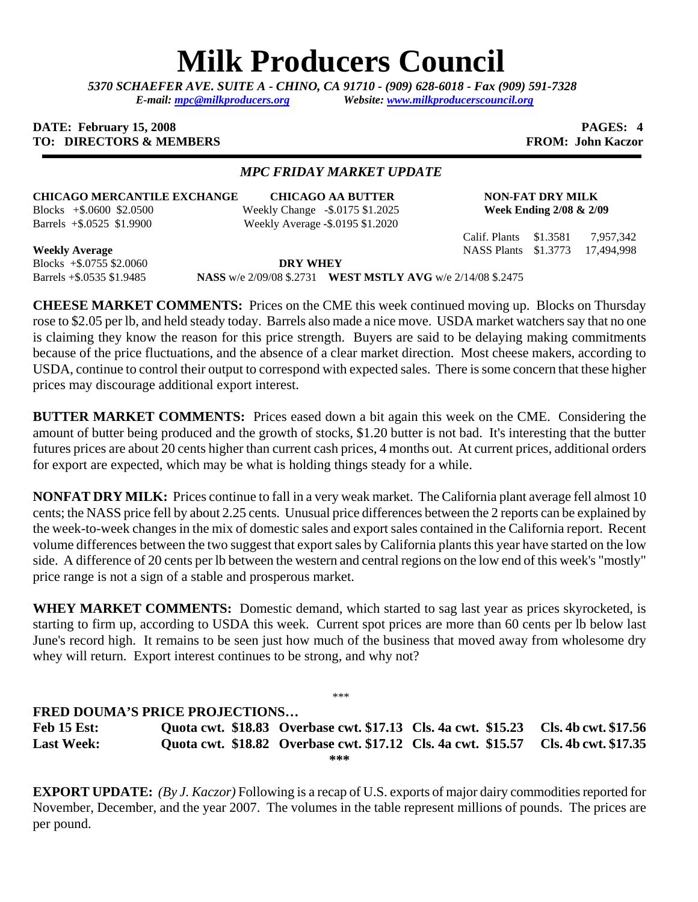# Milk Producers Council

*5370 SCHAEFER AVE. SUITE A - CHINO, CA 91710 - (909) 628-6018 - Fax (909) 591-7328*
*E-mail: mpc@milkproducers.org Website: www.milkproducerscouncil.org*

**DATE: February 15, 2008** **PAGES: 4**
**TO: DIRECTORS & MEMBERS** **FROM: John Kaczor**

## *MPC FRIDAY MARKET UPDATE*

**CHICAGO MERCANTILE EXCHANGE**
Blocks +$.0600 $2.0500
Barrels +$.0525 $1.9900

**Weekly Average**
Blocks +$.0755 $2.0060
Barrels +$.0535 $1.9485

**CHICAGO AA BUTTER**
Weekly Change -$.0175 $1.2025
Weekly Average -$.0195 $1.2020

**NON-FAT DRY MILK**
**Week Ending 2/08 & 2/09**

| | | |
|---|---|---|
| Calif. Plants | $1.3581 | 7,957,342 |
| NASS Plants | $1.3773 | 17,494,998 |

**DRY WHEY**
**NASS** w/e 2/09/08 $.2731 **WEST MSTLY AVG** w/e 2/14/08 $.2475

**CHEESE MARKET COMMENTS:** Prices on the CME this week continued moving up. Blocks on Thursday rose to $2.05 per lb, and held steady today. Barrels also made a nice move. USDA market watchers say that no one is claiming they know the reason for this price strength. Buyers are said to be delaying making commitments because of the price fluctuations, and the absence of a clear market direction. Most cheese makers, according to USDA, continue to control their output to correspond with expected sales. There is some concern that these higher prices may discourage additional export interest.

**BUTTER MARKET COMMENTS:** Prices eased down a bit again this week on the CME. Considering the amount of butter being produced and the growth of stocks, $1.20 butter is not bad. It's interesting that the butter futures prices are about 20 cents higher than current cash prices, 4 months out. At current prices, additional orders for export are expected, which may be what is holding things steady for a while.

**NONFAT DRY MILK:** Prices continue to fall in a very weak market. The California plant average fell almost 10 cents; the NASS price fell by about 2.25 cents. Unusual price differences between the 2 reports can be explained by the week-to-week changes in the mix of domestic sales and export sales contained in the California report. Recent volume differences between the two suggest that export sales by California plants this year have started on the low side. A difference of 20 cents per lb between the western and central regions on the low end of this week's "mostly" price range is not a sign of a stable and prosperous market.

**WHEY MARKET COMMENTS:** Domestic demand, which started to sag last year as prices skyrocketed, is starting to firm up, according to USDA this week. Current spot prices are more than 60 cents per lb below last June's record high. It remains to be seen just how much of the business that moved away from wholesome dry whey will return. Export interest continues to be strong, and why not?

\*\*\*

**FRED DOUMA'S PRICE PROJECTIONS…**

| | | | | |
|---|---|---|---|---|
| **Feb 15 Est:** | **Quota cwt. $18.83** | **Overbase cwt. $17.13** | **Cls. 4a cwt. $15.23** | **Cls. 4b cwt. $17.56** |
| **Last Week:** | **Quota cwt. $18.82** | **Overbase cwt. $17.12** | **Cls. 4a cwt. $15.57** | **Cls. 4b cwt. $17.35** |

**\*\*\***

**EXPORT UPDATE:** *(By J. Kaczor)* Following is a recap of U.S. exports of major dairy commodities reported for November, December, and the year 2007. The volumes in the table represent millions of pounds. The prices are per pound.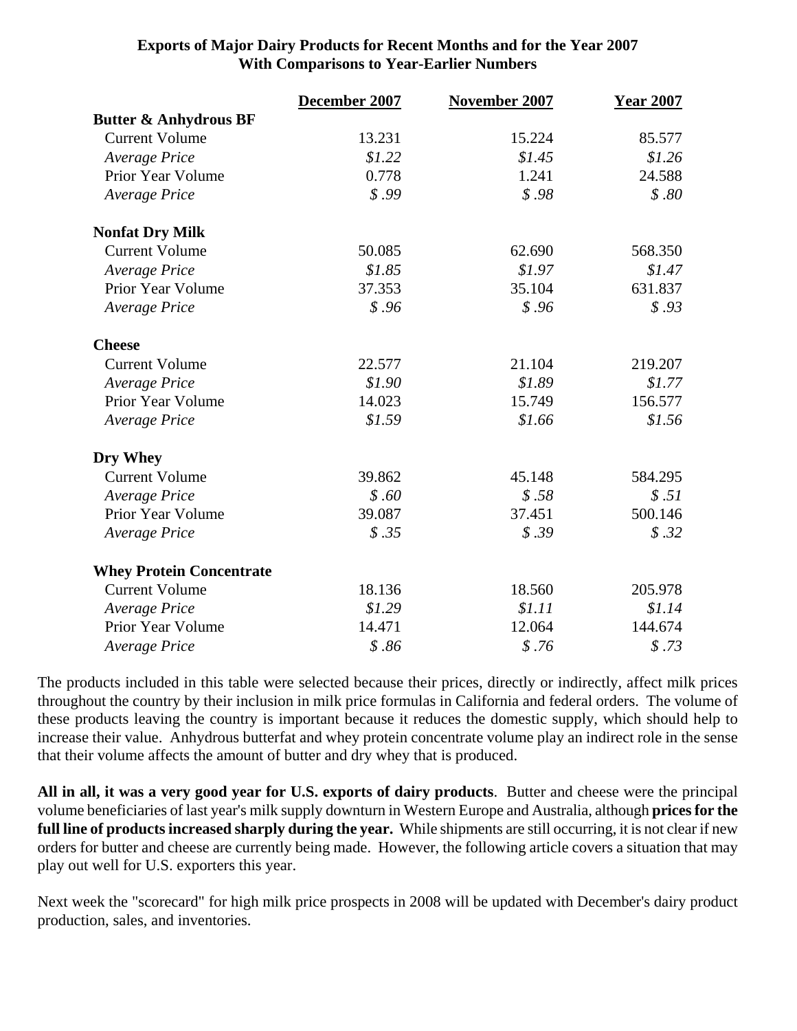**Exports of Major Dairy Products for Recent Months and for the Year 2007**
**With Comparisons to Year-Earlier Numbers**

| | December 2007 | November 2007 | Year 2007 |
|---|---|---|---|
| **Butter & Anhydrous BF** | | | |
| Current Volume | 13.231 | 15.224 | 85.577 |
| *Average Price* | *$1.22* | *$1.45* | *$1.26* |
| Prior Year Volume | 0.778 | 1.241 | 24.588 |
| *Average Price* | *$ .99* | *$ .98* | *$ .80* |
| **Nonfat Dry Milk** | | | |
| Current Volume | 50.085 | 62.690 | 568.350 |
| *Average Price* | *$1.85* | *$1.97* | *$1.47* |
| Prior Year Volume | 37.353 | 35.104 | 631.837 |
| *Average Price* | *$ .96* | *$ .96* | *$ .93* |
| **Cheese** | | | |
| Current Volume | 22.577 | 21.104 | 219.207 |
| *Average Price* | *$1.90* | *$1.89* | *$1.77* |
| Prior Year Volume | 14.023 | 15.749 | 156.577 |
| *Average Price* | *$1.59* | *$1.66* | *$1.56* |
| **Dry Whey** | | | |
| Current Volume | 39.862 | 45.148 | 584.295 |
| *Average Price* | *$ .60* | *$ .58* | *$ .51* |
| Prior Year Volume | 39.087 | 37.451 | 500.146 |
| *Average Price* | *$ .35* | *$ .39* | *$ .32* |
| **Whey Protein Concentrate** | | | |
| Current Volume | 18.136 | 18.560 | 205.978 |
| *Average Price* | *$1.29* | *$1.11* | *$1.14* |
| Prior Year Volume | 14.471 | 12.064 | 144.674 |
| *Average Price* | *$ .86* | *$ .76* | *$ .73* |

The products included in this table were selected because their prices, directly or indirectly, affect milk prices throughout the country by their inclusion in milk price formulas in California and federal orders. The volume of these products leaving the country is important because it reduces the domestic supply, which should help to increase their value. Anhydrous butterfat and whey protein concentrate volume play an indirect role in the sense that their volume affects the amount of butter and dry whey that is produced.

**All in all, it was a very good year for U.S. exports of dairy products**. Butter and cheese were the principal volume beneficiaries of last year's milk supply downturn in Western Europe and Australia, although **prices for the full line of products increased sharply during the year.** While shipments are still occurring, it is not clear if new orders for butter and cheese are currently being made. However, the following article covers a situation that may play out well for U.S. exporters this year.

Next week the "scorecard" for high milk price prospects in 2008 will be updated with December's dairy product production, sales, and inventories.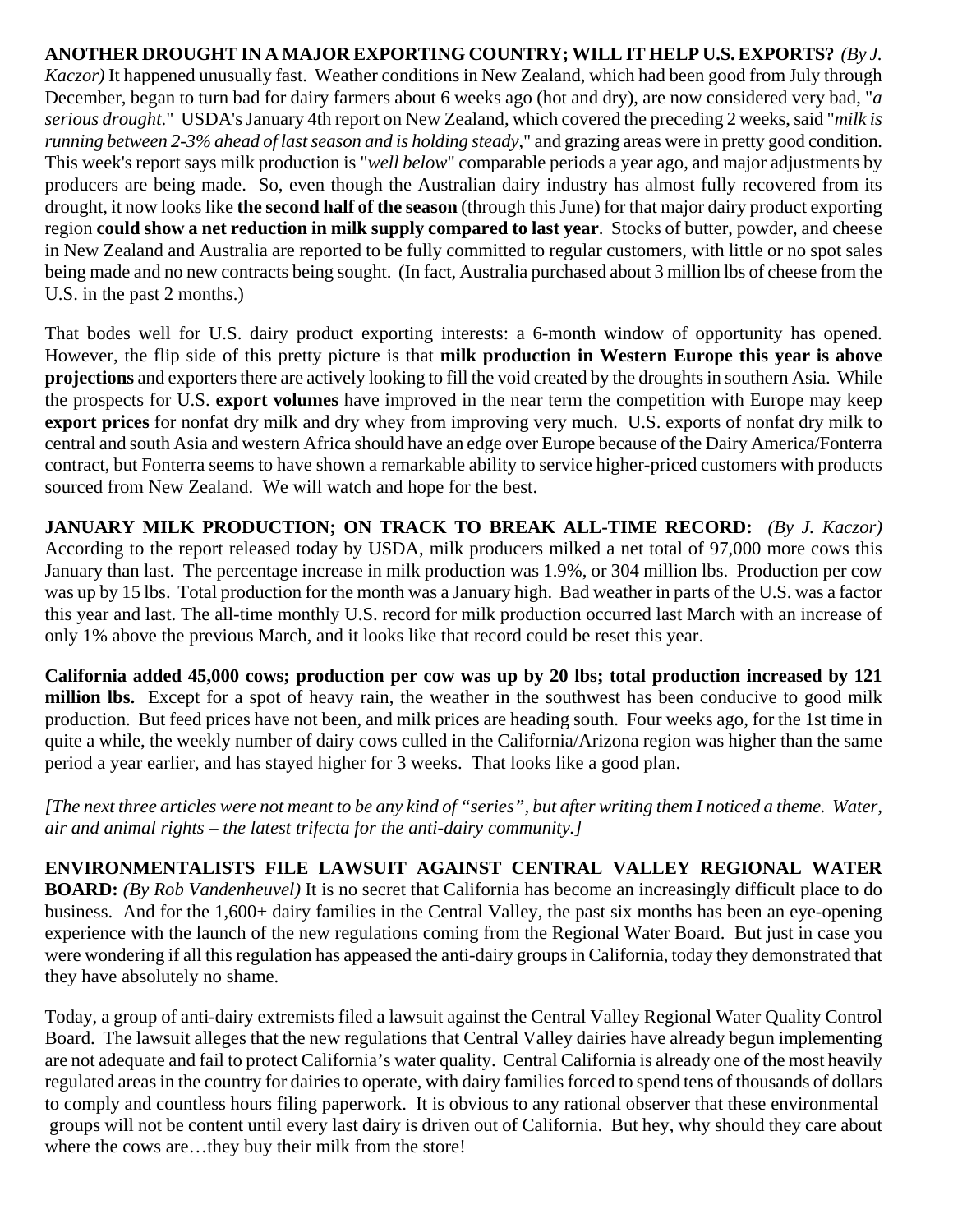**ANOTHER DROUGHT IN A MAJOR EXPORTING COUNTRY; WILL IT HELP U.S. EXPORTS?** *(By J. Kaczor)* It happened unusually fast. Weather conditions in New Zealand, which had been good from July through December, began to turn bad for dairy farmers about 6 weeks ago (hot and dry), are now considered very bad, "*a serious drought*." USDA's January 4th report on New Zealand, which covered the preceding 2 weeks, said "*milk is running between 2-3% ahead of last season and is holding steady*," and grazing areas were in pretty good condition. This week's report says milk production is "*well below*" comparable periods a year ago, and major adjustments by producers are being made. So, even though the Australian dairy industry has almost fully recovered from its drought, it now looks like **the second half of the season** (through this June) for that major dairy product exporting region **could show a net reduction in milk supply compared to last year**. Stocks of butter, powder, and cheese in New Zealand and Australia are reported to be fully committed to regular customers, with little or no spot sales being made and no new contracts being sought. (In fact, Australia purchased about 3 million lbs of cheese from the U.S. in the past 2 months.)

That bodes well for U.S. dairy product exporting interests: a 6-month window of opportunity has opened. However, the flip side of this pretty picture is that **milk production in Western Europe this year is above projections** and exporters there are actively looking to fill the void created by the droughts in southern Asia. While the prospects for U.S. **export volumes** have improved in the near term the competition with Europe may keep **export prices** for nonfat dry milk and dry whey from improving very much. U.S. exports of nonfat dry milk to central and south Asia and western Africa should have an edge over Europe because of the Dairy America/Fonterra contract, but Fonterra seems to have shown a remarkable ability to service higher-priced customers with products sourced from New Zealand. We will watch and hope for the best.

**JANUARY MILK PRODUCTION; ON TRACK TO BREAK ALL-TIME RECORD:** *(By J. Kaczor)* According to the report released today by USDA, milk producers milked a net total of 97,000 more cows this January than last. The percentage increase in milk production was 1.9%, or 304 million lbs. Production per cow was up by 15 lbs. Total production for the month was a January high. Bad weather in parts of the U.S. was a factor this year and last. The all-time monthly U.S. record for milk production occurred last March with an increase of only 1% above the previous March, and it looks like that record could be reset this year.

**California added 45,000 cows; production per cow was up by 20 lbs; total production increased by 121 million lbs.** Except for a spot of heavy rain, the weather in the southwest has been conducive to good milk production. But feed prices have not been, and milk prices are heading south. Four weeks ago, for the 1st time in quite a while, the weekly number of dairy cows culled in the California/Arizona region was higher than the same period a year earlier, and has stayed higher for 3 weeks. That looks like a good plan.

*[The next three articles were not meant to be any kind of "series", but after writing them I noticed a theme. Water, air and animal rights – the latest trifecta for the anti-dairy community.]*

**ENVIRONMENTALISTS FILE LAWSUIT AGAINST CENTRAL VALLEY REGIONAL WATER BOARD:** *(By Rob Vandenheuvel)* It is no secret that California has become an increasingly difficult place to do business. And for the 1,600+ dairy families in the Central Valley, the past six months has been an eye-opening experience with the launch of the new regulations coming from the Regional Water Board. But just in case you were wondering if all this regulation has appeased the anti-dairy groups in California, today they demonstrated that they have absolutely no shame.

Today, a group of anti-dairy extremists filed a lawsuit against the Central Valley Regional Water Quality Control Board. The lawsuit alleges that the new regulations that Central Valley dairies have already begun implementing are not adequate and fail to protect California's water quality. Central California is already one of the most heavily regulated areas in the country for dairies to operate, with dairy families forced to spend tens of thousands of dollars to comply and countless hours filing paperwork. It is obvious to any rational observer that these environmental groups will not be content until every last dairy is driven out of California. But hey, why should they care about where the cows are…they buy their milk from the store!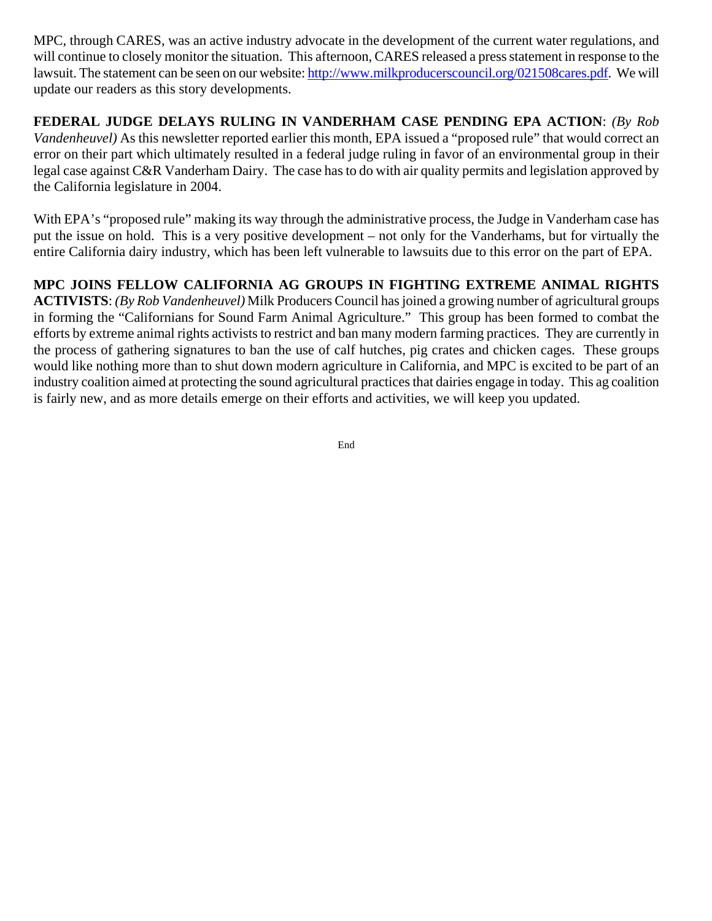MPC, through CARES, was an active industry advocate in the development of the current water regulations, and will continue to closely monitor the situation. This afternoon, CARES released a press statement in response to the lawsuit. The statement can be seen on our website: http://www.milkproducerscouncil.org/021508cares.pdf. We will update our readers as this story developments.

**FEDERAL JUDGE DELAYS RULING IN VANDERHAM CASE PENDING EPA ACTION**: *(By Rob Vandenheuvel)* As this newsletter reported earlier this month, EPA issued a "proposed rule" that would correct an error on their part which ultimately resulted in a federal judge ruling in favor of an environmental group in their legal case against C&R Vanderham Dairy. The case has to do with air quality permits and legislation approved by the California legislature in 2004.

With EPA's "proposed rule" making its way through the administrative process, the Judge in Vanderham case has put the issue on hold. This is a very positive development – not only for the Vanderhams, but for virtually the entire California dairy industry, which has been left vulnerable to lawsuits due to this error on the part of EPA.

**MPC JOINS FELLOW CALIFORNIA AG GROUPS IN FIGHTING EXTREME ANIMAL RIGHTS ACTIVISTS**: *(By Rob Vandenheuvel)* Milk Producers Council has joined a growing number of agricultural groups in forming the "Californians for Sound Farm Animal Agriculture." This group has been formed to combat the efforts by extreme animal rights activists to restrict and ban many modern farming practices. They are currently in the process of gathering signatures to ban the use of calf hutches, pig crates and chicken cages. These groups would like nothing more than to shut down modern agriculture in California, and MPC is excited to be part of an industry coalition aimed at protecting the sound agricultural practices that dairies engage in today. This ag coalition is fairly new, and as more details emerge on their efforts and activities, we will keep you updated.

End